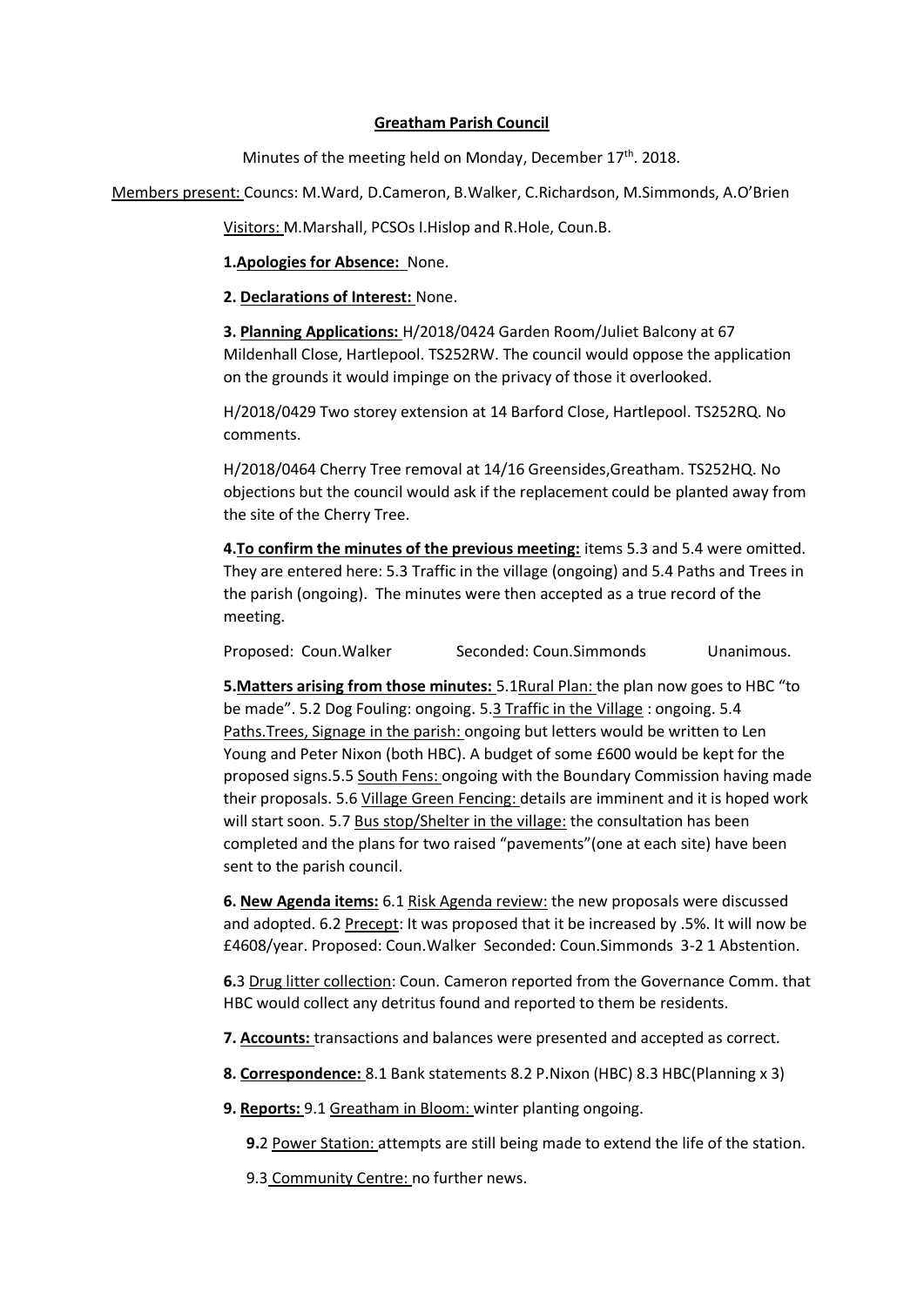**Greatham Parish Council**

Minutes of the meeting held on Monday, December 17th. 2018.

Members present: Councs: M.Ward, D.Cameron, B.Walker, C.Richardson, M.Simmonds, A.O'Brien

Visitors: M.Marshall, PCSOs I.Hislop and R.Hole, Coun.B.

**1.Apologies for Absence:** None.

**2. Declarations of Interest:** None.

**3. Planning Applications:** H/2018/0424 Garden Room/Juliet Balcony at 67 Mildenhall Close, Hartlepool. TS252RW. The council would oppose the application on the grounds it would impinge on the privacy of those it overlooked.

H/2018/0429 Two storey extension at 14 Barford Close, Hartlepool. TS252RQ. No comments.

H/2018/0464 Cherry Tree removal at 14/16 Greensides,Greatham. TS252HQ. No objections but the council would ask if the replacement could be planted away from the site of the Cherry Tree.

**4.To confirm the minutes of the previous meeting:** items 5.3 and 5.4 were omitted. They are entered here: 5.3 Traffic in the village (ongoing) and 5.4 Paths and Trees in the parish (ongoing). The minutes were then accepted as a true record of the meeting.

Proposed: Coun.Walker Seconded: Coun.Simmonds Unanimous.

**5.Matters arising from those minutes:** 5.1Rural Plan: the plan now goes to HBC "to be made". 5.2 Dog Fouling: ongoing. 5.3 Traffic in the Village : ongoing. 5.4 Paths.Trees, Signage in the parish: ongoing but letters would be written to Len Young and Peter Nixon (both HBC). A budget of some £600 would be kept for the proposed signs.5.5 South Fens: ongoing with the Boundary Commission having made their proposals. 5.6 Village Green Fencing: details are imminent and it is hoped work will start soon. 5.7 Bus stop/Shelter in the village: the consultation has been completed and the plans for two raised "pavements"(one at each site) have been sent to the parish council.

**6. New Agenda items:** 6.1 Risk Agenda review: the new proposals were discussed and adopted. 6.2 Precept: It was proposed that it be increased by .5%. It will now be £4608/year. Proposed: Coun.Walker Seconded: Coun.Simmonds 3-2 1 Abstention.

**6.**3 Drug litter collection: Coun. Cameron reported from the Governance Comm. that HBC would collect any detritus found and reported to them be residents.

**7. Accounts:** transactions and balances were presented and accepted as correct.

**8. Correspondence:** 8.1 Bank statements 8.2 P.Nixon (HBC) 8.3 HBC(Planning x 3)

**9. Reports:** 9.1 Greatham in Bloom: winter planting ongoing.

**9.**2 Power Station: attempts are still being made to extend the life of the station.

9.3 Community Centre: no further news.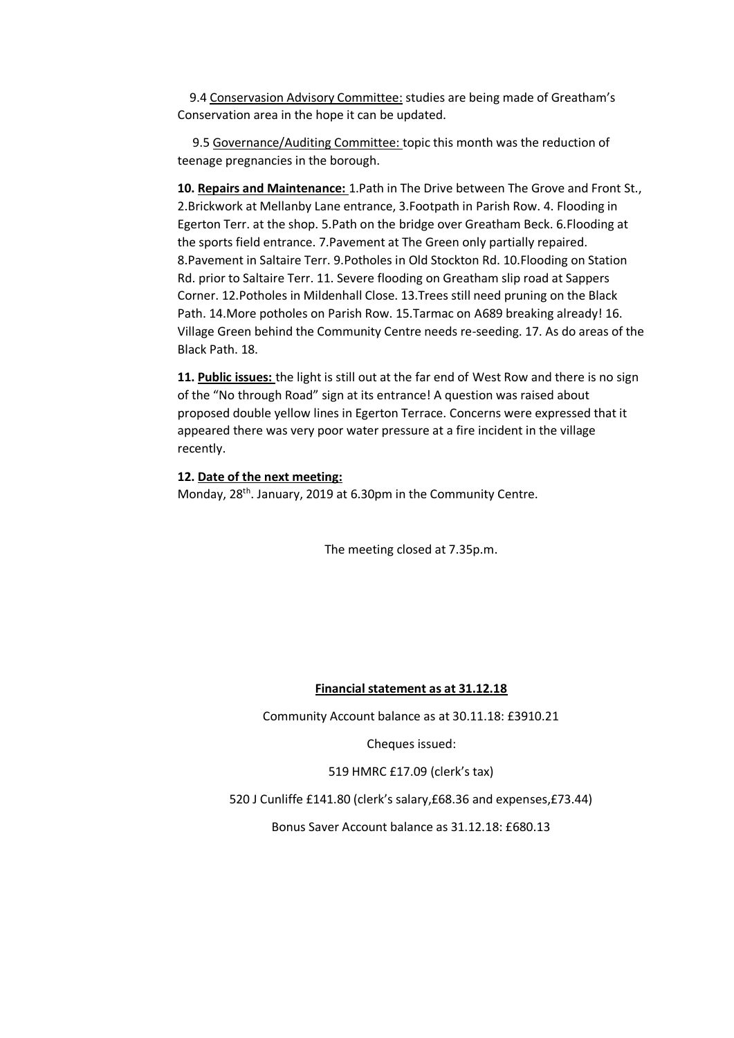9.4 Conservasion Advisory Committee: studies are being made of Greatham's Conservation area in the hope it can be updated.

9.5 Governance/Auditing Committee: topic this month was the reduction of teenage pregnancies in the borough.

**10. Repairs and Maintenance:** 1.Path in The Drive between The Grove and Front St., 2.Brickwork at Mellanby Lane entrance, 3.Footpath in Parish Row. 4. Flooding in Egerton Terr. at the shop. 5.Path on the bridge over Greatham Beck. 6.Flooding at the sports field entrance. 7.Pavement at The Green only partially repaired. 8.Pavement in Saltaire Terr. 9.Potholes in Old Stockton Rd. 10.Flooding on Station Rd. prior to Saltaire Terr. 11. Severe flooding on Greatham slip road at Sappers Corner. 12.Potholes in Mildenhall Close. 13.Trees still need pruning on the Black Path. 14.More potholes on Parish Row. 15.Tarmac on A689 breaking already! 16. Village Green behind the Community Centre needs re-seeding. 17. As do areas of the Black Path. 18.

**11. Public issues:** the light is still out at the far end of West Row and there is no sign of the "No through Road" sign at its entrance! A question was raised about proposed double yellow lines in Egerton Terrace. Concerns were expressed that it appeared there was very poor water pressure at a fire incident in the village recently.

**12. Date of the next meeting:**
Monday, 28th. January, 2019 at 6.30pm in the Community Centre.

The meeting closed at 7.35p.m.

**Financial statement as at 31.12.18**

Community Account balance as at 30.11.18: £3910.21

Cheques issued:

519 HMRC £17.09 (clerk's tax)

520 J Cunliffe £141.80 (clerk's salary,£68.36 and expenses,£73.44)

Bonus Saver Account balance as 31.12.18: £680.13